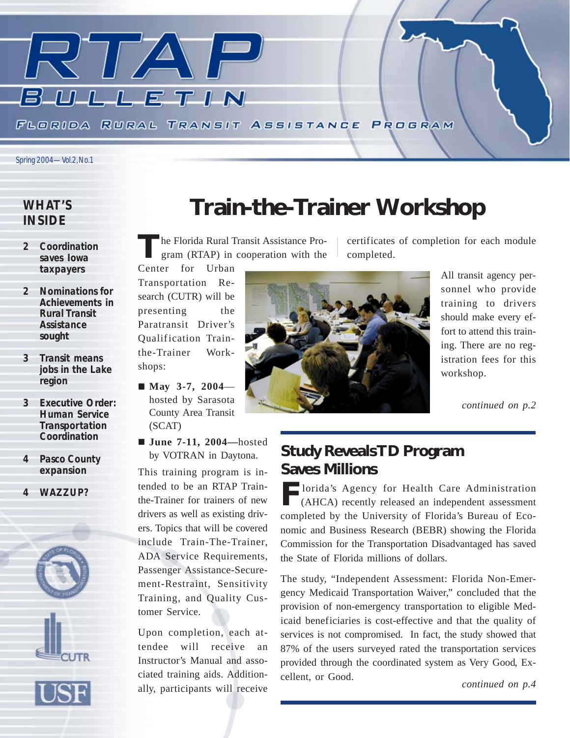# RTAP BULLETIN

FLORIDA RURAL TRANSIT ASSISTANCE PROGRAM

*Spring 2004—Vol.2, No.1*

## WHAT'S INSIDE

- **2 Coordination saves Iowa taxpayers**
- **2 Nominations for Achievements in Rural Transit Assistance sought**
- **3 Transit means jobs in the Lake region**
- **3 Executive Order: Human Service Transportation Coordination**
- **4 Pasco County expansion**
- **4 WAZZUP?**

# Train-the-Trainer Workshop

The Florida Rural Transit Assistance Program (RTAP) in cooperation with the Center for Urban Transportation Research (CUTR) will be presenting the Paratransit Driver's Qualification Train-the-Trainer Workshops:

- **May 3-7, 2004**—hosted by Sarasota County Area Transit (SCAT)
- **June 7-11, 2004—**hosted by VOTRAN in Daytona.

This training program is intended to be an RTAP Train-the-Trainer for trainers of new drivers as well as existing drivers. Topics that will be covered include Train-The-Trainer, ADA Service Requirements, Passenger Assistance-Securement-Restraint, Sensitivity Training, and Quality Customer Service.

Upon completion, each attendee will receive an Instructor's Manual and associated training aids. Additionally, participants will receive certificates of completion for each module completed.

All transit agency personnel who provide training to drivers should make every effort to attend this training. There are no registration fees for this workshop.

*continued on p.2*

## Study Reveals TD Program Saves Millions

Florida's Agency for Health Care Administration (AHCA) recently released an independent assessment completed by the University of Florida's Bureau of Economic and Business Research (BEBR) showing the Florida Commission for the Transportation Disadvantaged has saved the State of Florida millions of dollars.

The study, "Independent Assessment: Florida Non-Emergency Medicaid Transportation Waiver," concluded that the provision of non-emergency transportation to eligible Medicaid beneficiaries is cost-effective and that the quality of services is not compromised. In fact, the study showed that 87% of the users surveyed rated the transportation services provided through the coordinated system as Very Good, Excellent, or Good.

*continued on p.4*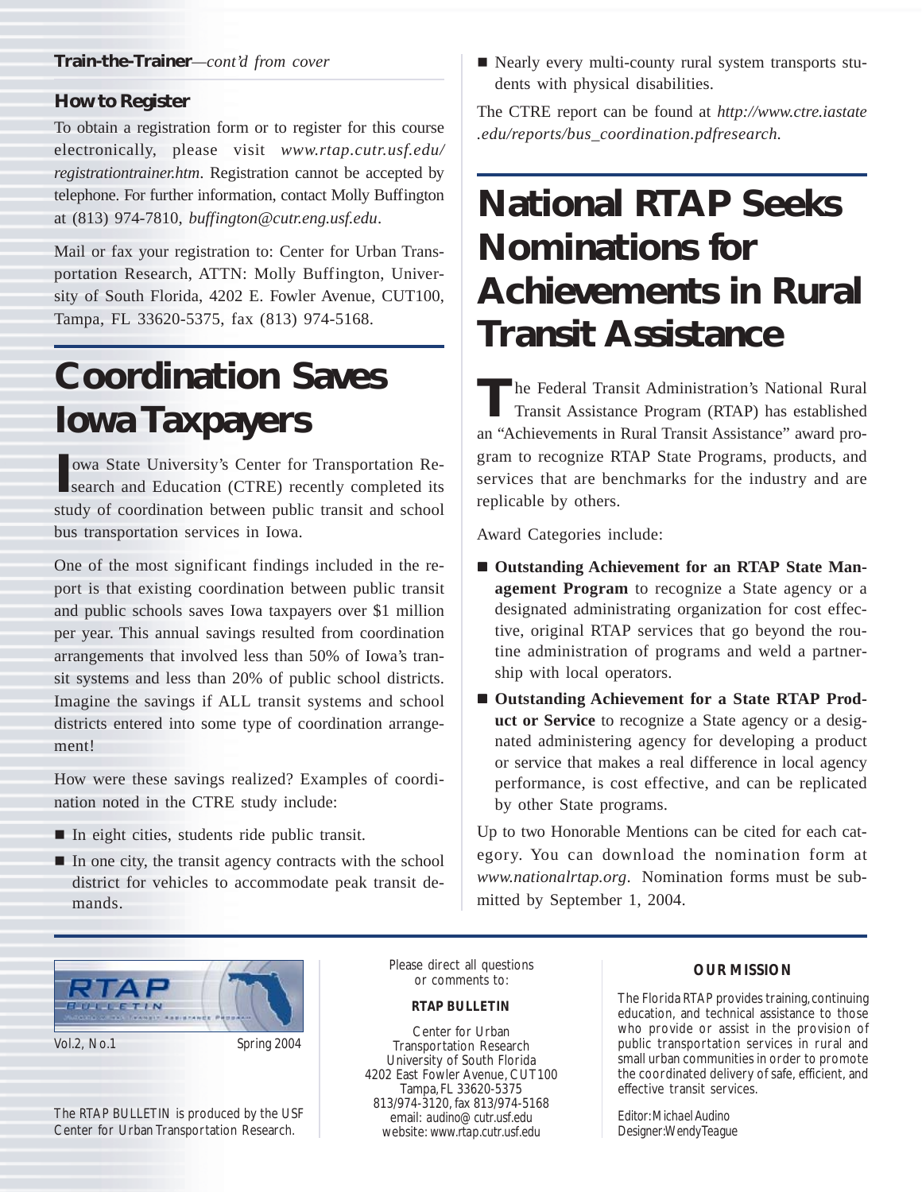**Train-the-Trainer**—*cont'd from cover*

### How to Register

To obtain a registration form or to register for this course electronically, please visit *www.rtap.cutr.usf.edu/registrationtrainer.htm*. Registration cannot be accepted by telephone. For further information, contact Molly Buffington at (813) 974-7810, *buffington@cutr.eng.usf.edu*.

Mail or fax your registration to: Center for Urban Transportation Research, ATTN: Molly Buffington, University of South Florida, 4202 E. Fowler Avenue, CUT100, Tampa, FL 33620-5375, fax (813) 974-5168.

# Coordination Saves Iowa Taxpayers

Iowa State University's Center for Transportation Research and Education (CTRE) recently completed its study of coordination between public transit and school bus transportation services in Iowa.

One of the most significant findings included in the report is that existing coordination between public transit and public schools saves Iowa taxpayers over $1 million per year. This annual savings resulted from coordination arrangements that involved less than 50% of Iowa's transit systems and less than 20% of public school districts. Imagine the savings if ALL transit systems and school districts entered into some type of coordination arrangement!

How were these savings realized? Examples of coordination noted in the CTRE study include:

- In eight cities, students ride public transit.
- In one city, the transit agency contracts with the school district for vehicles to accommodate peak transit demands.
- Nearly every multi-county rural system transports students with physical disabilities.

The CTRE report can be found at *http://www.ctre.iastate.edu/reports/bus_coordination.pdfresearch.*

# National RTAP Seeks Nominations for Achievements in Rural Transit Assistance

The Federal Transit Administration's National Rural Transit Assistance Program (RTAP) has established an "Achievements in Rural Transit Assistance" award program to recognize RTAP State Programs, products, and services that are benchmarks for the industry and are replicable by others.

Award Categories include:

- **Outstanding Achievement for an RTAP State Management Program** to recognize a State agency or a designated administrating organization for cost effective, original RTAP services that go beyond the routine administration of programs and weld a partnership with local operators.
- **Outstanding Achievement for a State RTAP Product or Service** to recognize a State agency or a designated administering agency for developing a product or service that makes a real difference in local agency performance, is cost effective, and can be replicated by other State programs.

Up to two Honorable Mentions can be cited for each category. You can download the nomination form at *www.nationalrtap.org*. Nomination forms must be submitted by September 1, 2004.

---

RTAP BULLETIN

Vol.2, No.1 Spring 2004

The RTAP BULLETIN is produced by the USF Center for Urban Transportation Research.

Please direct all questions or comments to:

**RTAP BULLETIN**

Center for Urban Transportation Research
University of South Florida
4202 East Fowler Avenue, CUT100
Tampa, FL 33620-5375
813/974-3120, fax 813/974-5168
email: audino@cutr.usf.edu
website: www.rtap.cutr.usf.edu

**OUR MISSION**

The Florida RTAP provides training, continuing education, and technical assistance to those who provide or assist in the provision of public transportation services in rural and small urban communities in order to promote the coordinated delivery of safe, efficient, and effective transit services.

Editor: Michael Audino
Designer: Wendy Teague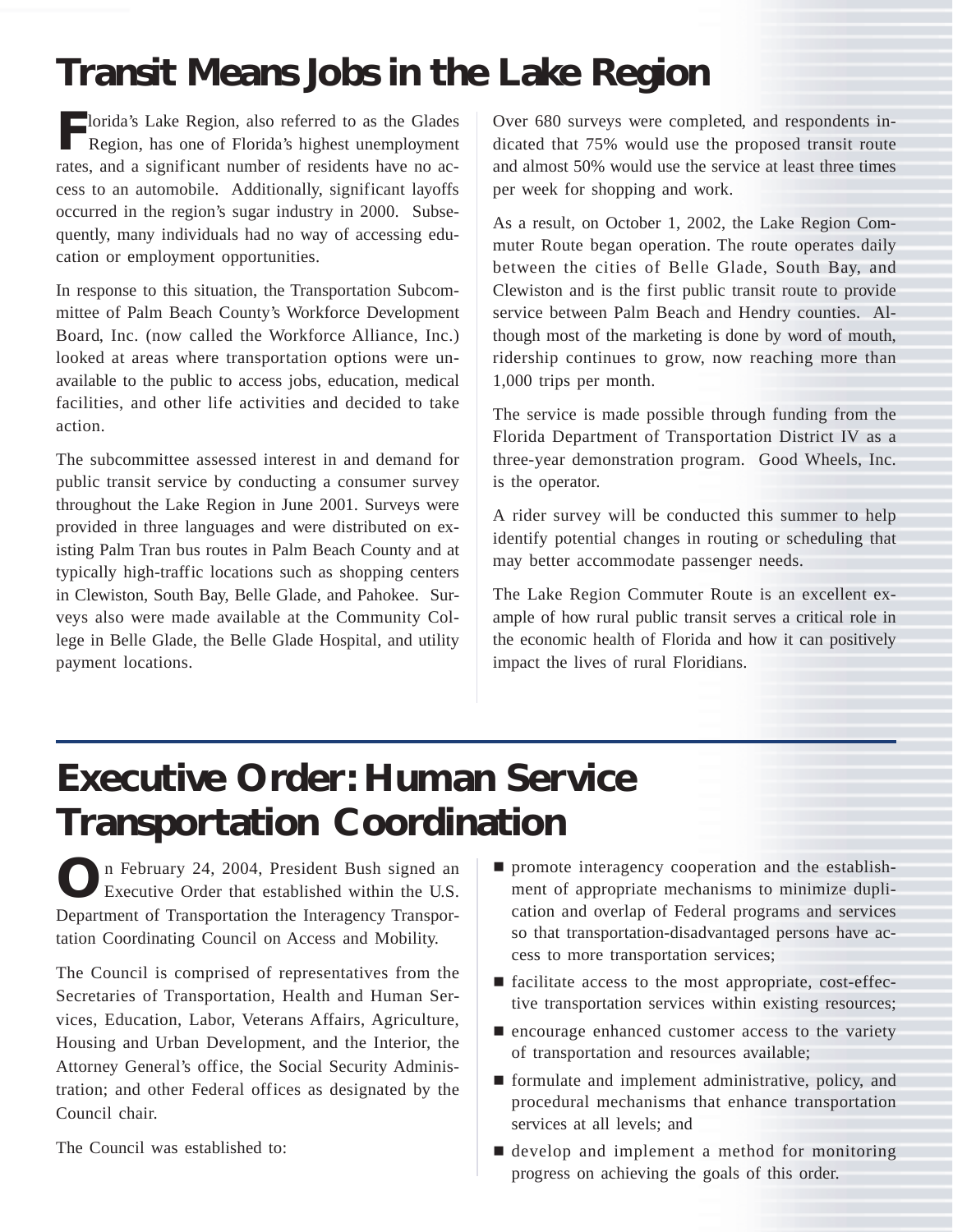# Transit Means Jobs in the Lake Region

Florida's Lake Region, also referred to as the Glades Region, has one of Florida's highest unemployment rates, and a significant number of residents have no access to an automobile. Additionally, significant layoffs occurred in the region's sugar industry in 2000. Subsequently, many individuals had no way of accessing education or employment opportunities.

In response to this situation, the Transportation Subcommittee of Palm Beach County's Workforce Development Board, Inc. (now called the Workforce Alliance, Inc.) looked at areas where transportation options were unavailable to the public to access jobs, education, medical facilities, and other life activities and decided to take action.

The subcommittee assessed interest in and demand for public transit service by conducting a consumer survey throughout the Lake Region in June 2001. Surveys were provided in three languages and were distributed on existing Palm Tran bus routes in Palm Beach County and at typically high-traffic locations such as shopping centers in Clewiston, South Bay, Belle Glade, and Pahokee. Surveys also were made available at the Community College in Belle Glade, the Belle Glade Hospital, and utility payment locations.

Over 680 surveys were completed, and respondents indicated that 75% would use the proposed transit route and almost 50% would use the service at least three times per week for shopping and work.

As a result, on October 1, 2002, the Lake Region Commuter Route began operation. The route operates daily between the cities of Belle Glade, South Bay, and Clewiston and is the first public transit route to provide service between Palm Beach and Hendry counties. Although most of the marketing is done by word of mouth, ridership continues to grow, now reaching more than 1,000 trips per month.

The service is made possible through funding from the Florida Department of Transportation District IV as a three-year demonstration program. Good Wheels, Inc. is the operator.

A rider survey will be conducted this summer to help identify potential changes in routing or scheduling that may better accommodate passenger needs.

The Lake Region Commuter Route is an excellent example of how rural public transit serves a critical role in the economic health of Florida and how it can positively impact the lives of rural Floridians.

# Executive Order: Human Service Transportation Coordination

On February 24, 2004, President Bush signed an Executive Order that established within the U.S. Department of Transportation the Interagency Transportation Coordinating Council on Access and Mobility.

The Council is comprised of representatives from the Secretaries of Transportation, Health and Human Services, Education, Labor, Veterans Affairs, Agriculture, Housing and Urban Development, and the Interior, the Attorney General's office, the Social Security Administration; and other Federal offices as designated by the Council chair.

The Council was established to:

- promote interagency cooperation and the establishment of appropriate mechanisms to minimize duplication and overlap of Federal programs and services so that transportation-disadvantaged persons have access to more transportation services;
- facilitate access to the most appropriate, cost-effective transportation services within existing resources;
- encourage enhanced customer access to the variety of transportation and resources available;
- formulate and implement administrative, policy, and procedural mechanisms that enhance transportation services at all levels; and
- develop and implement a method for monitoring progress on achieving the goals of this order.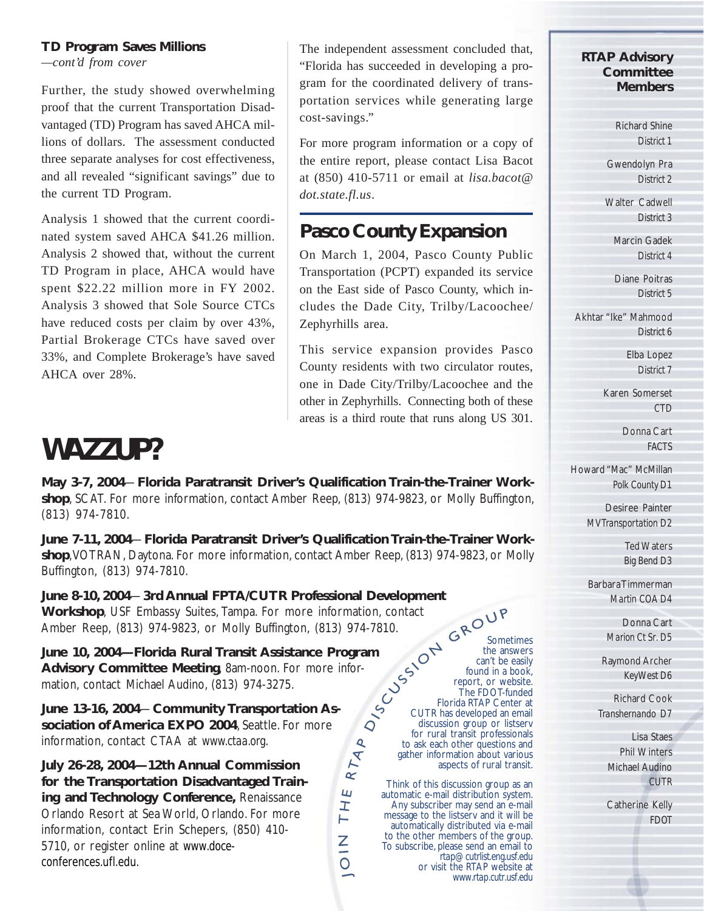## TD Program Saves Millions

*—cont'd from cover*

Further, the study showed overwhelming proof that the current Transportation Disadvantaged (TD) Program has saved AHCA millions of dollars. The assessment conducted three separate analyses for cost effectiveness, and all revealed "significant savings" due to the current TD Program.

Analysis 1 showed that the current coordinated system saved AHCA $41.26 million. Analysis 2 showed that, without the current TD Program in place, AHCA would have spent $22.22 million more in FY 2002. Analysis 3 showed that Sole Source CTCs have reduced costs per claim by over 43%, Partial Brokerage CTCs have saved over 33%, and Complete Brokerage's have saved AHCA over 28%.

The independent assessment concluded that, "Florida has succeeded in developing a program for the coordinated delivery of transportation services while generating large cost-savings."

For more program information or a copy of the entire report, please contact Lisa Bacot at (850) 410-5711 or email at *lisa.bacot@dot.state.fl.us*.

## Pasco County Expansion

On March 1, 2004, Pasco County Public Transportation (PCPT) expanded its service on the East side of Pasco County, which includes the Dade City, Trilby/Lacoochee/Zephyrhills area.

This service expansion provides Pasco County residents with two circulator routes, one in Dade City/Trilby/Lacoochee and the other in Zephyrhills. Connecting both of these areas is a third route that runs along US 301.

# WAZZUP?

**May 3-7, 2004**— **Florida Paratransit Driver's Qualification Train-the-Trainer Workshop**, SCAT. For more information, contact Amber Reep, (813) 974-9823, or Molly Buffington, (813) 974-7810.

**June 7-11, 2004**— **Florida Paratransit Driver's Qualification Train-the-Trainer Workshop**, VOTRAN, Daytona. For more information, contact Amber Reep, (813) 974-9823, or Molly Buffington, (813) 974-7810.

**June 8-10, 2004**— **3rd Annual FPTA/CUTR Professional Development Workshop**, USF Embassy Suites, Tampa. For more information, contact Amber Reep, (813) 974-9823, or Molly Buffington, (813) 974-7810.

**June 10, 2004—Florida Rural Transit Assistance Program Advisory Committee Meeting**, 8am-noon. For more information, contact Michael Audino, (813) 974-3275.

**June 13-16, 2004**— **Community Transportation Association of America EXPO 2004**, Seattle. For more information, contact CTAA at www.ctaa.org.

**July 26-28, 2004—12th Annual Commission for the Transportation Disadvantaged Training and Technology Conference,** Renaissance Orlando Resort at Sea World, Orlando. For more information, contact Erin Schepers, (850) 410-5710, or register online at www.doce-conferences.ufl.edu.

### JOIN THE RTAP DISCUSSION GROUP

Sometimes the answers can't be easily found in a book, report, or website. The FDOT-funded Florida RTAP Center at CUTR has developed an email discussion group or listserv for rural transit professionals to ask each other questions and gather information about various aspects of rural transit.

Think of this discussion group as an automatic e-mail distribution system. Any subscriber may send an e-mail message to the listserv and it will be automatically distributed via e-mail to the other members of the group. To subscribe, please send an email to rtap@cutrlist.eng.usf.edu or visit the RTAP website at www.rtap.cutr.usf.edu

### RTAP Advisory Committee Members

Richard Shine
District 1

Gwendolyn Pra
District 2

Walter Cadwell
District 3

Marcin Gadek
District 4

Diane Poitras
District 5

Akhtar "Ike" Mahmood
District 6

Elba Lopez
District 7

Karen Somerset
CTD

Donna Cart
FACTS

Howard "Mac" McMillan
Polk County D1

Desiree Painter
MVTransportation D2

Ted Waters
Big Bend D3

Barbara Timmerman
Martin COA D4

Donna Cart
Marion Ct Sr. D5

Raymond Archer
KeyWest D6

Richard Cook
Transhernando D7

Lisa Staes
Phil Winters
Michael Audino
CUTR

Catherine Kelly
FDOT